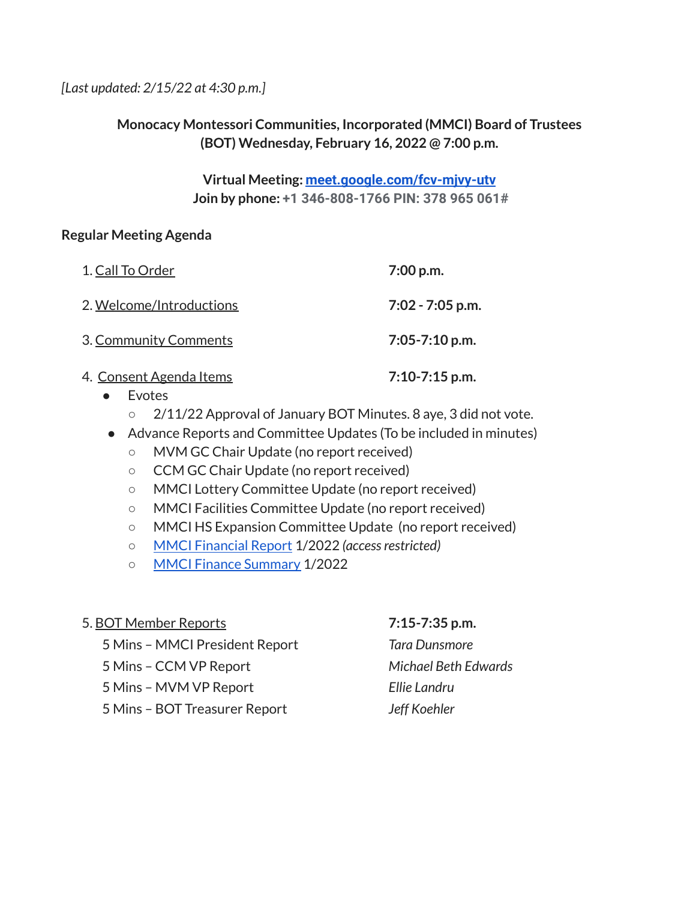*[Last updated: 2/15/22 at 4:30 p.m.]*

**Monocacy Montessori Communities, Incorporated (MMCI) Board of Trustees (BOT) Wednesday, February 16, 2022 @ 7:00 p.m.**

**Virtual Meeting: meet.google.com/fcv-mjvy-utv**
**Join by phone: +1 346-808-1766 PIN: 378 965 061#**

**Regular Meeting Agenda**

| | |
|---|---|
| 1. Call To Order | **7:00 p.m.** |
| 2. Welcome/Introductions | **7:02 - 7:05 p.m.** |
| 3. Community Comments | **7:05-7:10 p.m.** |
| 4. Consent Agenda Items | **7:10-7:15 p.m.** |

- Evotes
  - 2/11/22 Approval of January BOT Minutes. 8 aye, 3 did not vote.
- Advance Reports and Committee Updates (To be included in minutes)
  - MVM GC Chair Update (no report received)
  - CCM GC Chair Update (no report received)
  - MMCI Lottery Committee Update (no report received)
  - MMCI Facilities Committee Update (no report received)
  - MMCI HS Expansion Committee Update (no report received)
  - MMCI Financial Report 1/2022 *(access restricted)*
  - MMCI Finance Summary 1/2022

| | |
|---|---|
| 5. BOT Member Reports | **7:15-7:35 p.m.** |
| 5 Mins – MMCI President Report | *Tara Dunsmore* |
| 5 Mins – CCM VP Report | *Michael Beth Edwards* |
| 5 Mins – MVM VP Report | *Ellie Landru* |
| 5 Mins – BOT Treasurer Report | *Jeff Koehler* |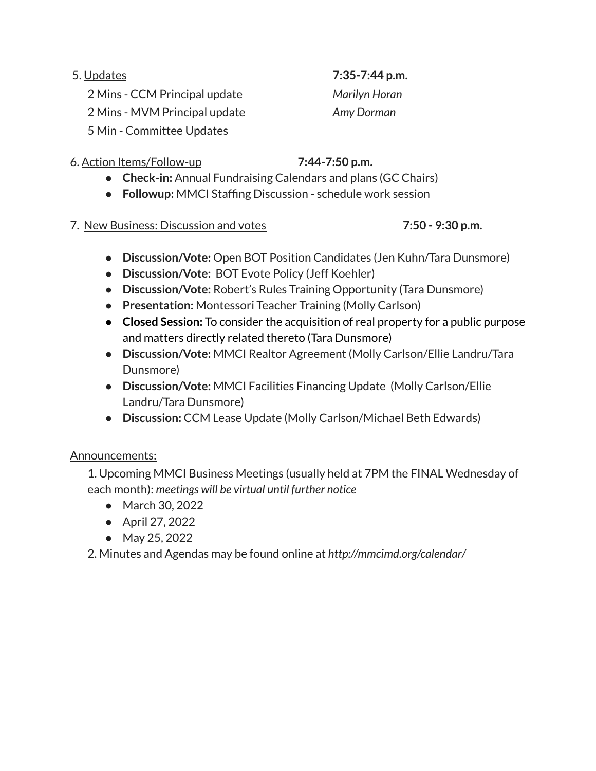5. <u>Updates</u> **7:35-7:44 p.m.**

2 Mins - CCM Principal update *Marilyn Horan*

2 Mins - MVM Principal update *Amy Dorman*

5 Min - Committee Updates

6. <u>Action Items/Follow-up</u> **7:44-7:50 p.m.**

- **Check-in:** Annual Fundraising Calendars and plans (GC Chairs)
- **Followup:** MMCI Staffing Discussion - schedule work session

7. <u>New Business: Discussion and votes</u> **7:50 - 9:30 p.m.**

- **Discussion/Vote:** Open BOT Position Candidates (Jen Kuhn/Tara Dunsmore)
- **Discussion/Vote:** BOT Evote Policy (Jeff Koehler)
- **Discussion/Vote:** Robert's Rules Training Opportunity (Tara Dunsmore)
- **Presentation:** Montessori Teacher Training (Molly Carlson)
- **Closed Session:** To consider the acquisition of real property for a public purpose and matters directly related thereto (Tara Dunsmore)
- **Discussion/Vote:** MMCI Realtor Agreement (Molly Carlson/Ellie Landru/Tara Dunsmore)
- **Discussion/Vote:** MMCI Facilities Financing Update (Molly Carlson/Ellie Landru/Tara Dunsmore)
- **Discussion:** CCM Lease Update (Molly Carlson/Michael Beth Edwards)

<u>Announcements:</u>

1. Upcoming MMCI Business Meetings (usually held at 7PM the FINAL Wednesday of each month): *meetings will be virtual until further notice*
   - March 30, 2022
   - April 27, 2022
   - May 25, 2022
2. Minutes and Agendas may be found online at *http://mmcimd.org/calendar/*